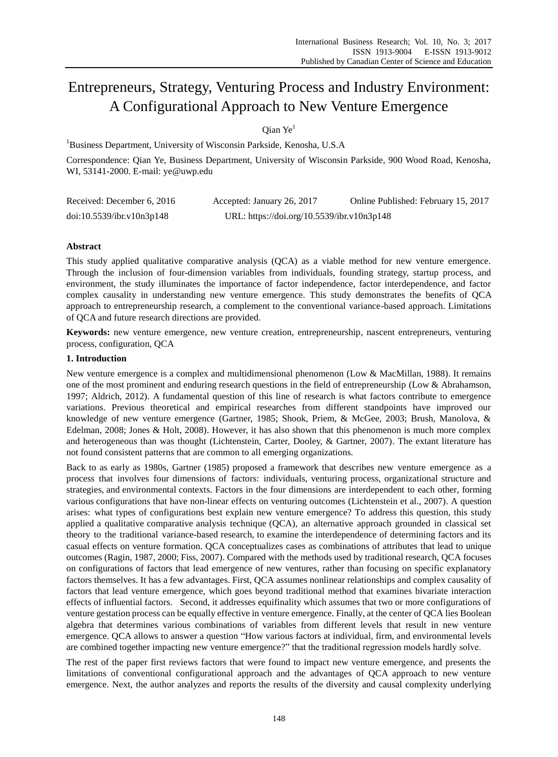# Entrepreneurs, Strategy, Venturing Process and Industry Environment: A Configurational Approach to New Venture Emergence

Qian Ye[1]

[1]Business Department, University of Wisconsin Parkside, Kenosha, U.S.A

Correspondence: Qian Ye, Business Department, University of Wisconsin Parkside, 900 Wood Road, Kenosha, WI, 53141-2000. E-mail: ye@uwp.edu

Received: December 6, 2016 Accepted: January 26, 2017 Online Published: February 15, 2017

doi:10.5539/ibr.v10n3p148 URL: https://doi.org/10.5539/ibr.v10n3p148

## Abstract

This study applied qualitative comparative analysis (QCA) as a viable method for new venture emergence. Through the inclusion of four-dimension variables from individuals, founding strategy, startup process, and environment, the study illuminates the importance of factor independence, factor interdependence, and factor complex causality in understanding new venture emergence. This study demonstrates the benefits of QCA approach to entrepreneurship research, a complement to the conventional variance-based approach. Limitations of QCA and future research directions are provided.

**Keywords:** new venture emergence, new venture creation, entrepreneurship, nascent entrepreneurs, venturing process, configuration, QCA

## 1. Introduction

New venture emergence is a complex and multidimensional phenomenon (Low & MacMillan, 1988). It remains one of the most prominent and enduring research questions in the field of entrepreneurship (Low & Abrahamson, 1997; Aldrich, 2012). A fundamental question of this line of research is what factors contribute to emergence variations. Previous theoretical and empirical researches from different standpoints have improved our knowledge of new venture emergence (Gartner, 1985; Shook, Priem, & McGee, 2003; Brush, Manolova, & Edelman, 2008; Jones & Holt, 2008). However, it has also shown that this phenomenon is much more complex and heterogeneous than was thought (Lichtenstein, Carter, Dooley, & Gartner, 2007). The extant literature has not found consistent patterns that are common to all emerging organizations.

Back to as early as 1980s, Gartner (1985) proposed a framework that describes new venture emergence as a process that involves four dimensions of factors: individuals, venturing process, organizational structure and strategies, and environmental contexts. Factors in the four dimensions are interdependent to each other, forming various configurations that have non-linear effects on venturing outcomes (Lichtenstein et al., 2007). A question arises: what types of configurations best explain new venture emergence? To address this question, this study applied a qualitative comparative analysis technique (QCA), an alternative approach grounded in classical set theory to the traditional variance-based research, to examine the interdependence of determining factors and its casual effects on venture formation. QCA conceptualizes cases as combinations of attributes that lead to unique outcomes (Ragin, 1987, 2000; Fiss, 2007). Compared with the methods used by traditional research, QCA focuses on configurations of factors that lead emergence of new ventures, rather than focusing on specific explanatory factors themselves. It has a few advantages. First, QCA assumes nonlinear relationships and complex causality of factors that lead venture emergence, which goes beyond traditional method that examines bivariate interaction effects of influential factors. Second, it addresses equifinality which assumes that two or more configurations of venture gestation process can be equally effective in venture emergence. Finally, at the center of QCA lies Boolean algebra that determines various combinations of variables from different levels that result in new venture emergence. QCA allows to answer a question "How various factors at individual, firm, and environmental levels are combined together impacting new venture emergence?" that the traditional regression models hardly solve.

The rest of the paper first reviews factors that were found to impact new venture emergence, and presents the limitations of conventional configurational approach and the advantages of QCA approach to new venture emergence. Next, the author analyzes and reports the results of the diversity and causal complexity underlying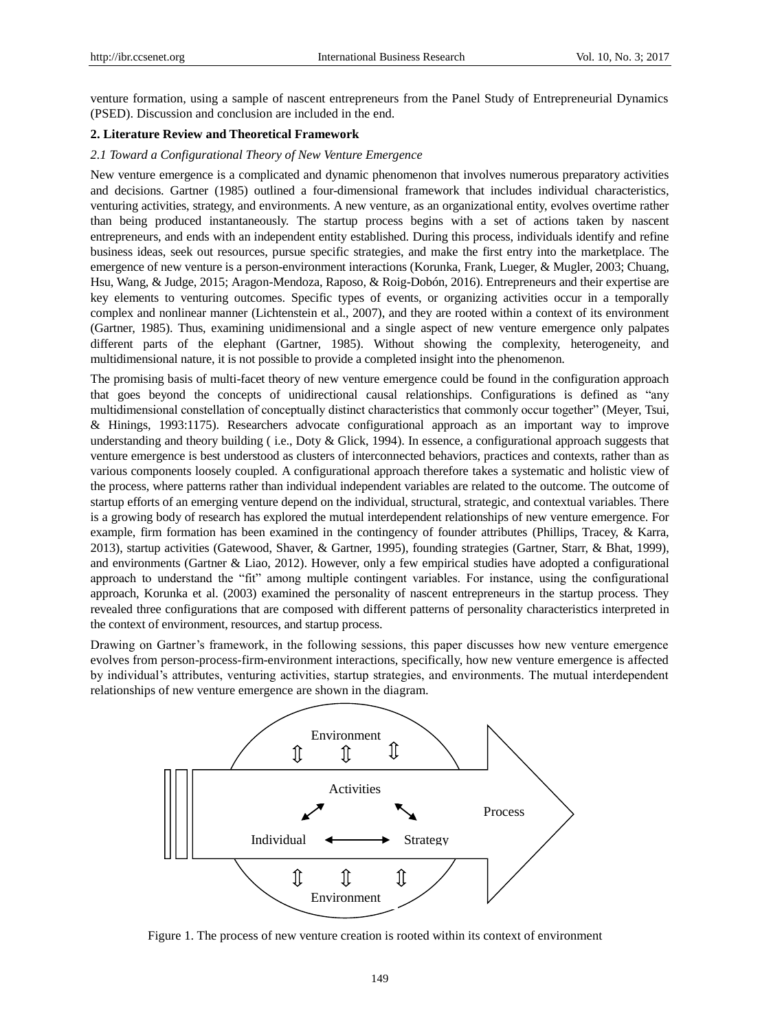venture formation, using a sample of nascent entrepreneurs from the Panel Study of Entrepreneurial Dynamics (PSED). Discussion and conclusion are included in the end.

## 2. Literature Review and Theoretical Framework

### *2.1 Toward a Configurational Theory of New Venture Emergence*

New venture emergence is a complicated and dynamic phenomenon that involves numerous preparatory activities and decisions. Gartner (1985) outlined a four-dimensional framework that includes individual characteristics, venturing activities, strategy, and environments. A new venture, as an organizational entity, evolves overtime rather than being produced instantaneously. The startup process begins with a set of actions taken by nascent entrepreneurs, and ends with an independent entity established. During this process, individuals identify and refine business ideas, seek out resources, pursue specific strategies, and make the first entry into the marketplace. The emergence of new venture is a person-environment interactions (Korunka, Frank, Lueger, & Mugler, 2003; Chuang, Hsu, Wang, & Judge, 2015; Aragon-Mendoza, Raposo, & Roig-Dobón, 2016). Entrepreneurs and their expertise are key elements to venturing outcomes. Specific types of events, or organizing activities occur in a temporally complex and nonlinear manner (Lichtenstein et al., 2007), and they are rooted within a context of its environment (Gartner, 1985). Thus, examining unidimensional and a single aspect of new venture emergence only palpates different parts of the elephant (Gartner, 1985). Without showing the complexity, heterogeneity, and multidimensional nature, it is not possible to provide a completed insight into the phenomenon.

The promising basis of multi-facet theory of new venture emergence could be found in the configuration approach that goes beyond the concepts of unidirectional causal relationships. Configurations is defined as "any multidimensional constellation of conceptually distinct characteristics that commonly occur together" (Meyer, Tsui, & Hinings, 1993:1175). Researchers advocate configurational approach as an important way to improve understanding and theory building ( i.e., Doty & Glick, 1994). In essence, a configurational approach suggests that venture emergence is best understood as clusters of interconnected behaviors, practices and contexts, rather than as various components loosely coupled. A configurational approach therefore takes a systematic and holistic view of the process, where patterns rather than individual independent variables are related to the outcome. The outcome of startup efforts of an emerging venture depend on the individual, structural, strategic, and contextual variables. There is a growing body of research has explored the mutual interdependent relationships of new venture emergence. For example, firm formation has been examined in the contingency of founder attributes (Phillips, Tracey, & Karra, 2013), startup activities (Gatewood, Shaver, & Gartner, 1995), founding strategies (Gartner, Starr, & Bhat, 1999), and environments (Gartner & Liao, 2012). However, only a few empirical studies have adopted a configurational approach to understand the "fit" among multiple contingent variables. For instance, using the configurational approach, Korunka et al. (2003) examined the personality of nascent entrepreneurs in the startup process. They revealed three configurations that are composed with different patterns of personality characteristics interpreted in the context of environment, resources, and startup process.

Drawing on Gartner's framework, in the following sessions, this paper discusses how new venture emergence evolves from person-process-firm-environment interactions, specifically, how new venture emergence is affected by individual's attributes, venturing activities, startup strategies, and environments. The mutual interdependent relationships of new venture emergence are shown in the diagram.

Figure 1. The process of new venture creation is rooted within its context of environment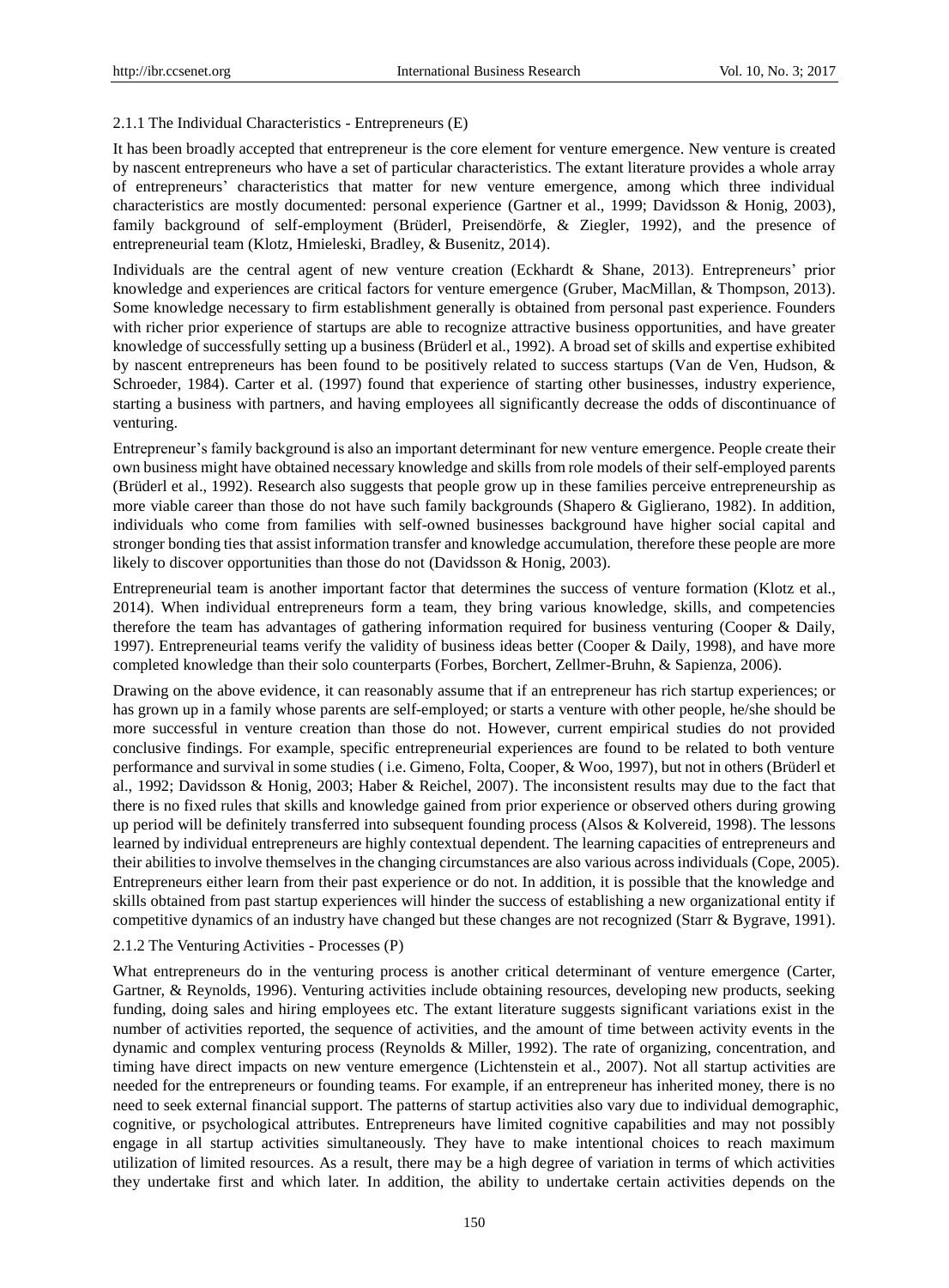#### 2.1.1 The Individual Characteristics - Entrepreneurs (E)

It has been broadly accepted that entrepreneur is the core element for venture emergence. New venture is created by nascent entrepreneurs who have a set of particular characteristics. The extant literature provides a whole array of entrepreneurs' characteristics that matter for new venture emergence, among which three individual characteristics are mostly documented: personal experience (Gartner et al., 1999; Davidsson & Honig, 2003), family background of self-employment (Brüderl, Preisendörfe, & Ziegler, 1992), and the presence of entrepreneurial team (Klotz, Hmieleski, Bradley, & Busenitz, 2014).

Individuals are the central agent of new venture creation (Eckhardt & Shane, 2013). Entrepreneurs' prior knowledge and experiences are critical factors for venture emergence (Gruber, MacMillan, & Thompson, 2013). Some knowledge necessary to firm establishment generally is obtained from personal past experience. Founders with richer prior experience of startups are able to recognize attractive business opportunities, and have greater knowledge of successfully setting up a business (Brüderl et al., 1992). A broad set of skills and expertise exhibited by nascent entrepreneurs has been found to be positively related to success startups (Van de Ven, Hudson, & Schroeder, 1984). Carter et al. (1997) found that experience of starting other businesses, industry experience, starting a business with partners, and having employees all significantly decrease the odds of discontinuance of venturing.

Entrepreneur's family background is also an important determinant for new venture emergence. People create their own business might have obtained necessary knowledge and skills from role models of their self-employed parents (Brüderl et al., 1992). Research also suggests that people grow up in these families perceive entrepreneurship as more viable career than those do not have such family backgrounds (Shapero & Giglierano, 1982). In addition, individuals who come from families with self-owned businesses background have higher social capital and stronger bonding ties that assist information transfer and knowledge accumulation, therefore these people are more likely to discover opportunities than those do not (Davidsson & Honig, 2003).

Entrepreneurial team is another important factor that determines the success of venture formation (Klotz et al., 2014). When individual entrepreneurs form a team, they bring various knowledge, skills, and competencies therefore the team has advantages of gathering information required for business venturing (Cooper & Daily, 1997). Entrepreneurial teams verify the validity of business ideas better (Cooper & Daily, 1998), and have more completed knowledge than their solo counterparts (Forbes, Borchert, Zellmer-Bruhn, & Sapienza, 2006).

Drawing on the above evidence, it can reasonably assume that if an entrepreneur has rich startup experiences; or has grown up in a family whose parents are self-employed; or starts a venture with other people, he/she should be more successful in venture creation than those do not. However, current empirical studies do not provided conclusive findings. For example, specific entrepreneurial experiences are found to be related to both venture performance and survival in some studies ( i.e. Gimeno, Folta, Cooper, & Woo, 1997), but not in others (Brüderl et al., 1992; Davidsson & Honig, 2003; Haber & Reichel, 2007). The inconsistent results may due to the fact that there is no fixed rules that skills and knowledge gained from prior experience or observed others during growing up period will be definitely transferred into subsequent founding process (Alsos & Kolvereid, 1998). The lessons learned by individual entrepreneurs are highly contextual dependent. The learning capacities of entrepreneurs and their abilities to involve themselves in the changing circumstances are also various across individuals (Cope, 2005). Entrepreneurs either learn from their past experience or do not. In addition, it is possible that the knowledge and skills obtained from past startup experiences will hinder the success of establishing a new organizational entity if competitive dynamics of an industry have changed but these changes are not recognized (Starr & Bygrave, 1991).

#### 2.1.2 The Venturing Activities - Processes (P)

What entrepreneurs do in the venturing process is another critical determinant of venture emergence (Carter, Gartner, & Reynolds, 1996). Venturing activities include obtaining resources, developing new products, seeking funding, doing sales and hiring employees etc. The extant literature suggests significant variations exist in the number of activities reported, the sequence of activities, and the amount of time between activity events in the dynamic and complex venturing process (Reynolds & Miller, 1992). The rate of organizing, concentration, and timing have direct impacts on new venture emergence (Lichtenstein et al., 2007). Not all startup activities are needed for the entrepreneurs or founding teams. For example, if an entrepreneur has inherited money, there is no need to seek external financial support. The patterns of startup activities also vary due to individual demographic, cognitive, or psychological attributes. Entrepreneurs have limited cognitive capabilities and may not possibly engage in all startup activities simultaneously. They have to make intentional choices to reach maximum utilization of limited resources. As a result, there may be a high degree of variation in terms of which activities they undertake first and which later. In addition, the ability to undertake certain activities depends on the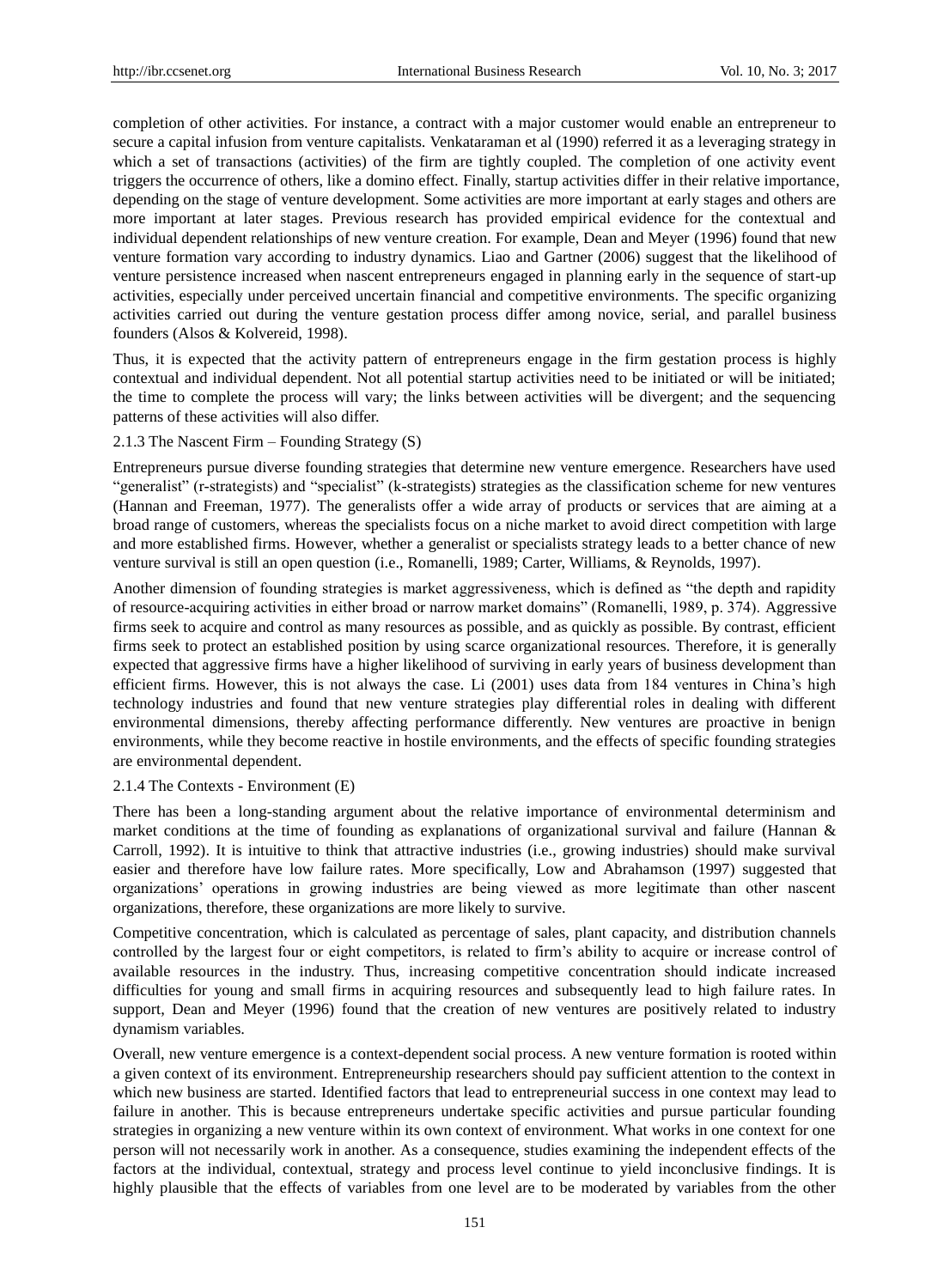completion of other activities. For instance, a contract with a major customer would enable an entrepreneur to secure a capital infusion from venture capitalists. Venkataraman et al (1990) referred it as a leveraging strategy in which a set of transactions (activities) of the firm are tightly coupled. The completion of one activity event triggers the occurrence of others, like a domino effect. Finally, startup activities differ in their relative importance, depending on the stage of venture development. Some activities are more important at early stages and others are more important at later stages. Previous research has provided empirical evidence for the contextual and individual dependent relationships of new venture creation. For example, Dean and Meyer (1996) found that new venture formation vary according to industry dynamics. Liao and Gartner (2006) suggest that the likelihood of venture persistence increased when nascent entrepreneurs engaged in planning early in the sequence of start-up activities, especially under perceived uncertain financial and competitive environments. The specific organizing activities carried out during the venture gestation process differ among novice, serial, and parallel business founders (Alsos & Kolvereid, 1998).

Thus, it is expected that the activity pattern of entrepreneurs engage in the firm gestation process is highly contextual and individual dependent. Not all potential startup activities need to be initiated or will be initiated; the time to complete the process will vary; the links between activities will be divergent; and the sequencing patterns of these activities will also differ.

#### 2.1.3 The Nascent Firm – Founding Strategy (S)

Entrepreneurs pursue diverse founding strategies that determine new venture emergence. Researchers have used "generalist" (r-strategists) and "specialist" (k-strategists) strategies as the classification scheme for new ventures (Hannan and Freeman, 1977). The generalists offer a wide array of products or services that are aiming at a broad range of customers, whereas the specialists focus on a niche market to avoid direct competition with large and more established firms. However, whether a generalist or specialists strategy leads to a better chance of new venture survival is still an open question (i.e., Romanelli, 1989; Carter, Williams, & Reynolds, 1997).

Another dimension of founding strategies is market aggressiveness, which is defined as "the depth and rapidity of resource-acquiring activities in either broad or narrow market domains" (Romanelli, 1989, p. 374). Aggressive firms seek to acquire and control as many resources as possible, and as quickly as possible. By contrast, efficient firms seek to protect an established position by using scarce organizational resources. Therefore, it is generally expected that aggressive firms have a higher likelihood of surviving in early years of business development than efficient firms. However, this is not always the case. Li (2001) uses data from 184 ventures in China's high technology industries and found that new venture strategies play differential roles in dealing with different environmental dimensions, thereby affecting performance differently. New ventures are proactive in benign environments, while they become reactive in hostile environments, and the effects of specific founding strategies are environmental dependent.

#### 2.1.4 The Contexts - Environment (E)

There has been a long-standing argument about the relative importance of environmental determinism and market conditions at the time of founding as explanations of organizational survival and failure (Hannan & Carroll, 1992). It is intuitive to think that attractive industries (i.e., growing industries) should make survival easier and therefore have low failure rates. More specifically, Low and Abrahamson (1997) suggested that organizations' operations in growing industries are being viewed as more legitimate than other nascent organizations, therefore, these organizations are more likely to survive.

Competitive concentration, which is calculated as percentage of sales, plant capacity, and distribution channels controlled by the largest four or eight competitors, is related to firm's ability to acquire or increase control of available resources in the industry. Thus, increasing competitive concentration should indicate increased difficulties for young and small firms in acquiring resources and subsequently lead to high failure rates. In support, Dean and Meyer (1996) found that the creation of new ventures are positively related to industry dynamism variables.

Overall, new venture emergence is a context-dependent social process. A new venture formation is rooted within a given context of its environment. Entrepreneurship researchers should pay sufficient attention to the context in which new business are started. Identified factors that lead to entrepreneurial success in one context may lead to failure in another. This is because entrepreneurs undertake specific activities and pursue particular founding strategies in organizing a new venture within its own context of environment. What works in one context for one person will not necessarily work in another. As a consequence, studies examining the independent effects of the factors at the individual, contextual, strategy and process level continue to yield inconclusive findings. It is highly plausible that the effects of variables from one level are to be moderated by variables from the other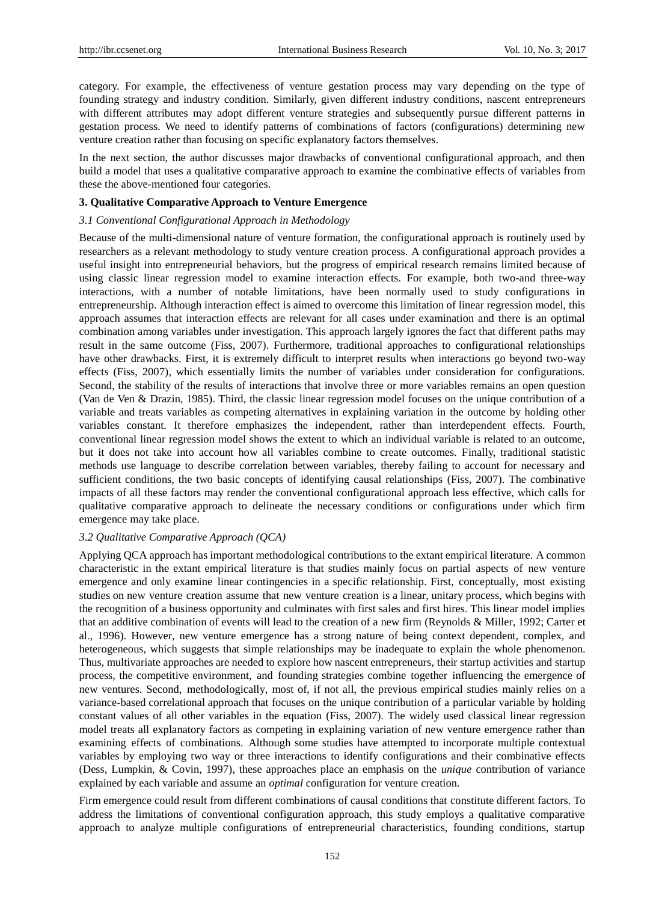category. For example, the effectiveness of venture gestation process may vary depending on the type of founding strategy and industry condition. Similarly, given different industry conditions, nascent entrepreneurs with different attributes may adopt different venture strategies and subsequently pursue different patterns in gestation process. We need to identify patterns of combinations of factors (configurations) determining new venture creation rather than focusing on specific explanatory factors themselves.

In the next section, the author discusses major drawbacks of conventional configurational approach, and then build a model that uses a qualitative comparative approach to examine the combinative effects of variables from these the above-mentioned four categories.

## 3. Qualitative Comparative Approach to Venture Emergence

### *3.1 Conventional Configurational Approach in Methodology*

Because of the multi-dimensional nature of venture formation, the configurational approach is routinely used by researchers as a relevant methodology to study venture creation process. A configurational approach provides a useful insight into entrepreneurial behaviors, but the progress of empirical research remains limited because of using classic linear regression model to examine interaction effects. For example, both two-and three-way interactions, with a number of notable limitations, have been normally used to study configurations in entrepreneurship. Although interaction effect is aimed to overcome this limitation of linear regression model, this approach assumes that interaction effects are relevant for all cases under examination and there is an optimal combination among variables under investigation. This approach largely ignores the fact that different paths may result in the same outcome (Fiss, 2007). Furthermore, traditional approaches to configurational relationships have other drawbacks. First, it is extremely difficult to interpret results when interactions go beyond two-way effects (Fiss, 2007), which essentially limits the number of variables under consideration for configurations. Second, the stability of the results of interactions that involve three or more variables remains an open question (Van de Ven & Drazin, 1985). Third, the classic linear regression model focuses on the unique contribution of a variable and treats variables as competing alternatives in explaining variation in the outcome by holding other variables constant. It therefore emphasizes the independent, rather than interdependent effects. Fourth, conventional linear regression model shows the extent to which an individual variable is related to an outcome, but it does not take into account how all variables combine to create outcomes. Finally, traditional statistic methods use language to describe correlation between variables, thereby failing to account for necessary and sufficient conditions, the two basic concepts of identifying causal relationships (Fiss, 2007). The combinative impacts of all these factors may render the conventional configurational approach less effective, which calls for qualitative comparative approach to delineate the necessary conditions or configurations under which firm emergence may take place.

### *3.2 Qualitative Comparative Approach (QCA)*

Applying QCA approach has important methodological contributions to the extant empirical literature. A common characteristic in the extant empirical literature is that studies mainly focus on partial aspects of new venture emergence and only examine linear contingencies in a specific relationship. First, conceptually, most existing studies on new venture creation assume that new venture creation is a linear, unitary process, which begins with the recognition of a business opportunity and culminates with first sales and first hires. This linear model implies that an additive combination of events will lead to the creation of a new firm (Reynolds & Miller, 1992; Carter et al., 1996). However, new venture emergence has a strong nature of being context dependent, complex, and heterogeneous, which suggests that simple relationships may be inadequate to explain the whole phenomenon. Thus, multivariate approaches are needed to explore how nascent entrepreneurs, their startup activities and startup process, the competitive environment, and founding strategies combine together influencing the emergence of new ventures. Second, methodologically, most of, if not all, the previous empirical studies mainly relies on a variance-based correlational approach that focuses on the unique contribution of a particular variable by holding constant values of all other variables in the equation (Fiss, 2007). The widely used classical linear regression model treats all explanatory factors as competing in explaining variation of new venture emergence rather than examining effects of combinations. Although some studies have attempted to incorporate multiple contextual variables by employing two way or three interactions to identify configurations and their combinative effects (Dess, Lumpkin, & Covin, 1997), these approaches place an emphasis on the *unique* contribution of variance explained by each variable and assume an *optimal* configuration for venture creation.

Firm emergence could result from different combinations of causal conditions that constitute different factors. To address the limitations of conventional configuration approach, this study employs a qualitative comparative approach to analyze multiple configurations of entrepreneurial characteristics, founding conditions, startup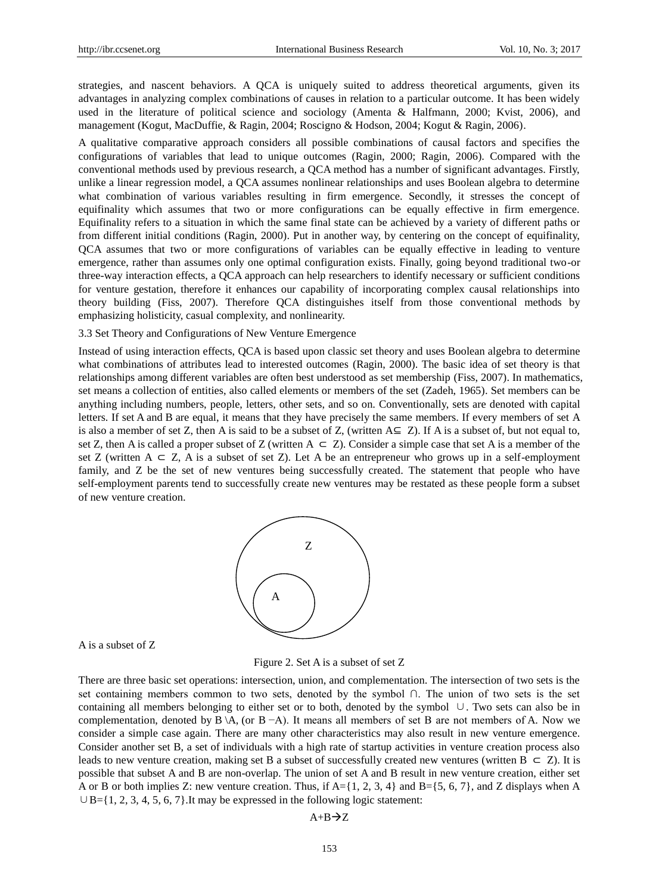strategies, and nascent behaviors. A QCA is uniquely suited to address theoretical arguments, given its advantages in analyzing complex combinations of causes in relation to a particular outcome. It has been widely used in the literature of political science and sociology (Amenta & Halfmann, 2000; Kvist, 2006), and management (Kogut, MacDuffie, & Ragin, 2004; Roscigno & Hodson, 2004; Kogut & Ragin, 2006).

A qualitative comparative approach considers all possible combinations of causal factors and specifies the configurations of variables that lead to unique outcomes (Ragin, 2000; Ragin, 2006). Compared with the conventional methods used by previous research, a QCA method has a number of significant advantages. Firstly, unlike a linear regression model, a QCA assumes nonlinear relationships and uses Boolean algebra to determine what combination of various variables resulting in firm emergence. Secondly, it stresses the concept of equifinality which assumes that two or more configurations can be equally effective in firm emergence. Equifinality refers to a situation in which the same final state can be achieved by a variety of different paths or from different initial conditions (Ragin, 2000). Put in another way, by centering on the concept of equifinality, QCA assumes that two or more configurations of variables can be equally effective in leading to venture emergence, rather than assumes only one optimal configuration exists. Finally, going beyond traditional two-or three-way interaction effects, a QCA approach can help researchers to identify necessary or sufficient conditions for venture gestation, therefore it enhances our capability of incorporating complex causal relationships into theory building (Fiss, 2007). Therefore QCA distinguishes itself from those conventional methods by emphasizing holisticity, casual complexity, and nonlinearity.

### 3.3 Set Theory and Configurations of New Venture Emergence

Instead of using interaction effects, QCA is based upon classic set theory and uses Boolean algebra to determine what combinations of attributes lead to interested outcomes (Ragin, 2000). The basic idea of set theory is that relationships among different variables are often best understood as set membership (Fiss, 2007). In mathematics, set means a collection of entities, also called elements or members of the set (Zadeh, 1965). Set members can be anything including numbers, people, letters, other sets, and so on. Conventionally, sets are denoted with capital letters. If set A and B are equal, it means that they have precisely the same members. If every members of set A is also a member of set Z, then A is said to be a subset of Z, (written $A \subseteq Z$). If A is a subset of, but not equal to, set Z, then A is called a proper subset of Z (written $A \subset Z$). Consider a simple case that set A is a member of the set Z (written $A \subset Z$, A is a subset of set Z). Let A be an entrepreneur who grows up in a self-employment family, and Z be the set of new ventures being successfully created. The statement that people who have self-employment parents tend to successfully create new ventures may be restated as these people form a subset of new venture creation.

Z

A

A is a subset of Z

Figure 2. Set A is a subset of set Z

There are three basic set operations: intersection, union, and complementation. The intersection of two sets is the set containing members common to two sets, denoted by the symbol $\cap$. The union of two sets is the set containing all members belonging to either set or to both, denoted by the symbol $\cup$. Two sets can also be in complementation, denoted by $B \setminus A$, (or $B - A$). It means all members of set B are not members of A. Now we consider a simple case again. There are many other characteristics may also result in new venture emergence. Consider another set B, a set of individuals with a high rate of startup activities in venture creation process also leads to new venture creation, making set B a subset of successfully created new ventures (written $B \subset Z$). It is possible that subset A and B are non-overlap. The union of set A and B result in new venture creation, either set A or B or both implies Z: new venture creation. Thus, if $A=\{1, 2, 3, 4\}$ and $B=\{5, 6, 7\}$, and Z displays when $A \cup B=\{1, 2, 3, 4, 5, 6, 7\}$.It may be expressed in the following logic statement:

$$A+B \rightarrow Z$$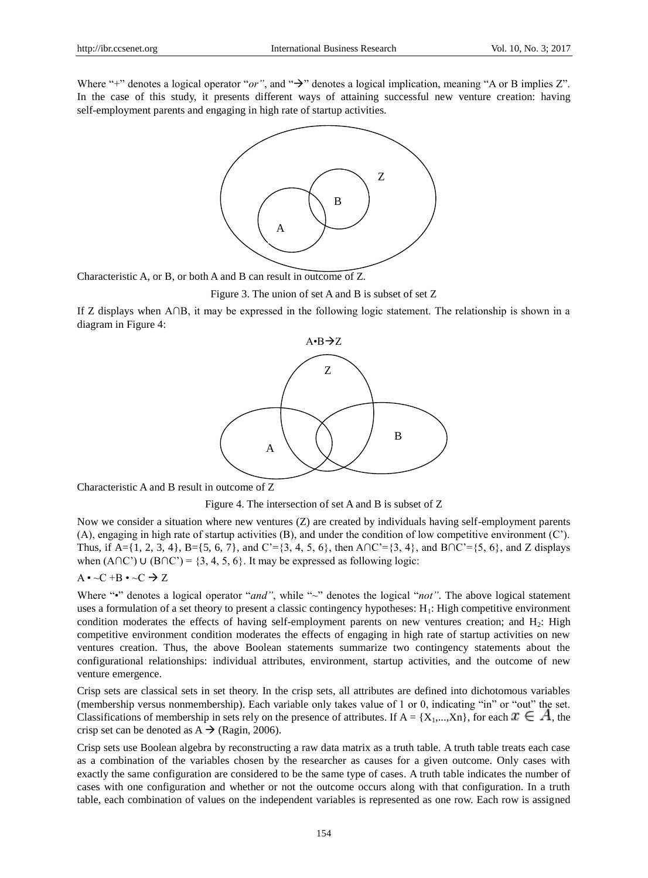Where "+" denotes a logical operator "*or*", and "→" denotes a logical implication, meaning "A or B implies Z". In the case of this study, it presents different ways of attaining successful new venture creation: having self-employment parents and engaging in high rate of startup activities.

Characteristic A, or B, or both A and B can result in outcome of Z.

Figure 3. The union of set A and B is subset of set Z

If Z displays when A∩B, it may be expressed in the following logic statement. The relationship is shown in a diagram in Figure 4:

$$A \bullet B \rightarrow Z$$

Characteristic A and B result in outcome of Z

Figure 4. The intersection of set A and B is subset of Z

Now we consider a situation where new ventures (Z) are created by individuals having self-employment parents (A), engaging in high rate of startup activities (B), and under the condition of low competitive environment (C'). Thus, if A={1, 2, 3, 4}, B={5, 6, 7}, and C'={3, 4, 5, 6}, then A∩C'={3, 4}, and B∩C'={5, 6}, and Z displays when (A∩C') ∪ (B∩C') = {3, 4, 5, 6}. It may be expressed as following logic:

$$A \bullet \sim C + B \bullet \sim C \rightarrow Z$$

Where "•" denotes a logical operator "*and*", while "~" denotes the logical "*not*". The above logical statement uses a formulation of a set theory to present a classic contingency hypotheses: $H_1$: High competitive environment condition moderates the effects of having self-employment parents on new ventures creation; and $H_2$: High competitive environment condition moderates the effects of engaging in high rate of startup activities on new ventures creation. Thus, the above Boolean statements summarize two contingency statements about the configurational relationships: individual attributes, environment, startup activities, and the outcome of new venture emergence.

Crisp sets are classical sets in set theory. In the crisp sets, all attributes are defined into dichotomous variables (membership versus nonmembership). Each variable only takes value of 1 or 0, indicating "in" or "out" the set. Classifications of membership in sets rely on the presence of attributes. If $A = \{X_1,...,Xn\}$, for each $x \in A$, the crisp set can be denoted as $A \rightarrow$ (Ragin, 2006).

Crisp sets use Boolean algebra by reconstructing a raw data matrix as a truth table. A truth table treats each case as a combination of the variables chosen by the researcher as causes for a given outcome. Only cases with exactly the same configuration are considered to be the same type of cases. A truth table indicates the number of cases with one configuration and whether or not the outcome occurs along with that configuration. In a truth table, each combination of values on the independent variables is represented as one row. Each row is assigned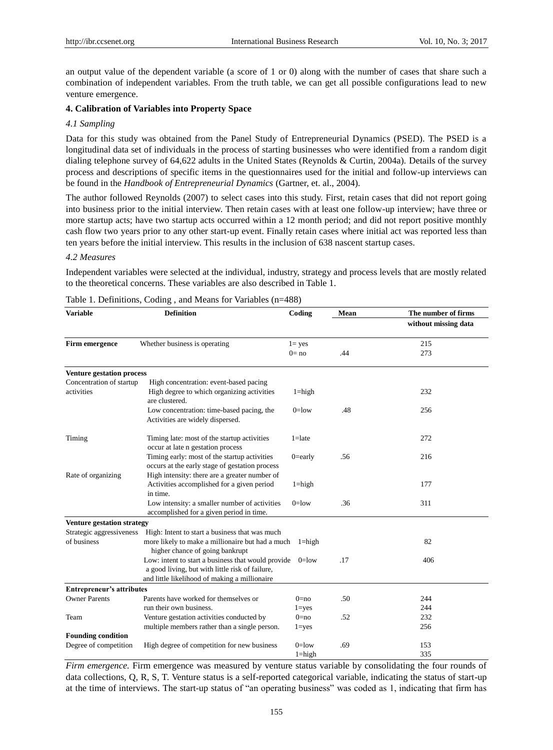an output value of the dependent variable (a score of 1 or 0) along with the number of cases that share such a combination of independent variables. From the truth table, we can get all possible configurations lead to new venture emergence.

## 4. Calibration of Variables into Property Space

### *4.1 Sampling*

Data for this study was obtained from the Panel Study of Entrepreneurial Dynamics (PSED). The PSED is a longitudinal data set of individuals in the process of starting businesses who were identified from a random digit dialing telephone survey of 64,622 adults in the United States (Reynolds & Curtin, 2004a). Details of the survey process and descriptions of specific items in the questionnaires used for the initial and follow-up interviews can be found in the *Handbook of Entrepreneurial Dynamics* (Gartner, et. al., 2004).

The author followed Reynolds (2007) to select cases into this study. First, retain cases that did not report going into business prior to the initial interview. Then retain cases with at least one follow-up interview; have three or more startup acts; have two startup acts occurred within a 12 month period; and did not report positive monthly cash flow two years prior to any other start-up event. Finally retain cases where initial act was reported less than ten years before the initial interview. This results in the inclusion of 638 nascent startup cases.

### *4.2 Measures*

Independent variables were selected at the individual, industry, strategy and process levels that are mostly related to the theoretical concerns. These variables are also described in Table 1.

Table 1. Definitions, Coding , and Means for Variables (n=488)

| Variable | Definition | Coding | Mean | The number of firms without missing data |
|---|---|---|---|---|
| **Firm emergence** | Whether business is operating | 1= yes | | 215 |
| | | 0= no | .44 | 273 |
| **Venture gestation process** | | | | |
| Concentration of startup activities | High concentration: event-based pacing High degree to which organizing activities are clustered. | 1=high | | 232 |
| | Low concentration: time-based pacing, the Activities are widely dispersed. | 0=low | .48 | 256 |
| Timing | Timing late: most of the startup activities occur at late n gestation process | 1=late | | 272 |
| | Timing early: most of the startup activities occurs at the early stage of gestation process | 0=early | .56 | 216 |
| Rate of organizing | High intensity: there are a greater number of Activities accomplished for a given period in time. | 1=high | | 177 |
| | Low intensity: a smaller number of activities accomplished for a given period in time. | 0=low | .36 | 311 |
| **Venture gestation strategy** | | | | |
| Strategic aggressiveness of business | High: Intent to start a business that was much more likely to make a millionaire but had a much higher chance of going bankrupt | 1=high | | 82 |
| | Low: intent to start a business that would provide a good living, but with little risk of failure, and little likelihood of making a millionaire | 0=low | .17 | 406 |
| **Entrepreneur's attributes** | | | | |
| Owner Parents | Parents have worked for themselves or run their own business. | 0=no | .50 | 244 |
| | | 1=yes | | 244 |
| Team | Venture gestation activities conducted by multiple members rather than a single person. | 0=no | .52 | 232 |
| | | 1=yes | | 256 |
| **Founding condition** | | | | |
| Degree of competition | High degree of competition for new business | 0=low | .69 | 153 |
| | | 1=high | | 335 |

*Firm emergence.* Firm emergence was measured by venture status variable by consolidating the four rounds of data collections, Q, R, S, T. Venture status is a self-reported categorical variable, indicating the status of start-up at the time of interviews. The start-up status of "an operating business" was coded as 1, indicating that firm has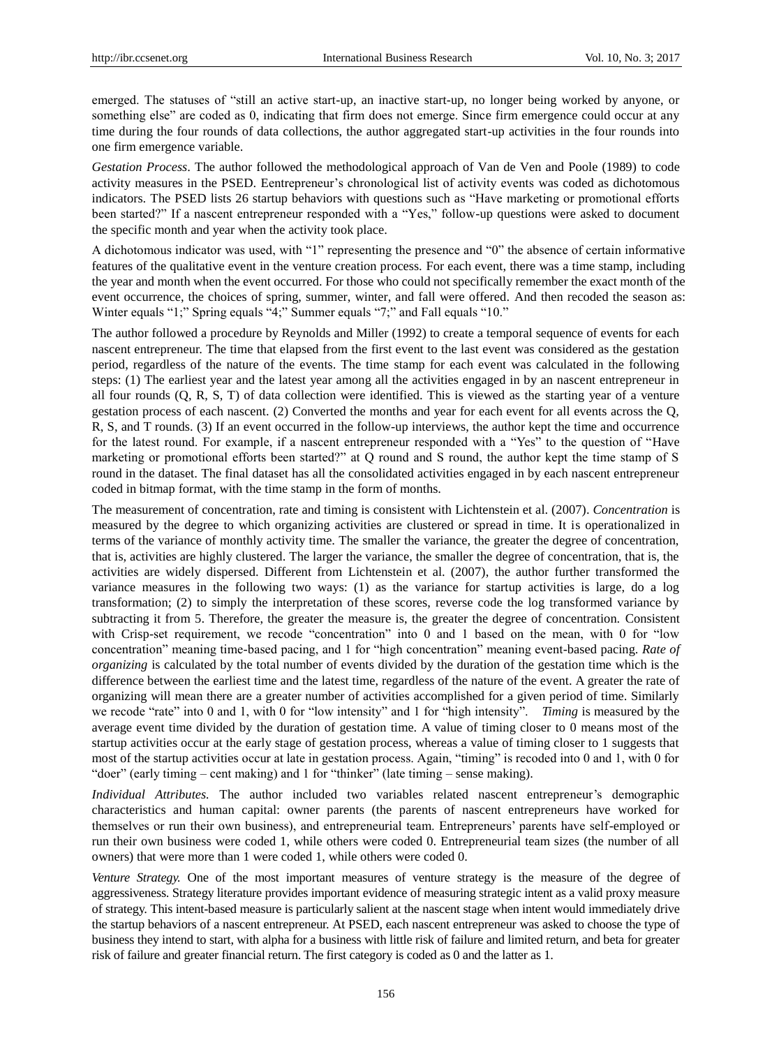emerged. The statuses of "still an active start-up, an inactive start-up, no longer being worked by anyone, or something else" are coded as 0, indicating that firm does not emerge. Since firm emergence could occur at any time during the four rounds of data collections, the author aggregated start-up activities in the four rounds into one firm emergence variable.

*Gestation Process*. The author followed the methodological approach of Van de Ven and Poole (1989) to code activity measures in the PSED. Eentrepreneur's chronological list of activity events was coded as dichotomous indicators. The PSED lists 26 startup behaviors with questions such as "Have marketing or promotional efforts been started?" If a nascent entrepreneur responded with a "Yes," follow-up questions were asked to document the specific month and year when the activity took place.

A dichotomous indicator was used, with "1" representing the presence and "0" the absence of certain informative features of the qualitative event in the venture creation process. For each event, there was a time stamp, including the year and month when the event occurred. For those who could not specifically remember the exact month of the event occurrence, the choices of spring, summer, winter, and fall were offered. And then recoded the season as: Winter equals "1;" Spring equals "4;" Summer equals "7;" and Fall equals "10."

The author followed a procedure by Reynolds and Miller (1992) to create a temporal sequence of events for each nascent entrepreneur. The time that elapsed from the first event to the last event was considered as the gestation period, regardless of the nature of the events. The time stamp for each event was calculated in the following steps: (1) The earliest year and the latest year among all the activities engaged in by an nascent entrepreneur in all four rounds (Q, R, S, T) of data collection were identified. This is viewed as the starting year of a venture gestation process of each nascent. (2) Converted the months and year for each event for all events across the Q, R, S, and T rounds. (3) If an event occurred in the follow-up interviews, the author kept the time and occurrence for the latest round. For example, if a nascent entrepreneur responded with a "Yes" to the question of "Have marketing or promotional efforts been started?" at Q round and S round, the author kept the time stamp of S round in the dataset. The final dataset has all the consolidated activities engaged in by each nascent entrepreneur coded in bitmap format, with the time stamp in the form of months.

The measurement of concentration, rate and timing is consistent with Lichtenstein et al. (2007). *Concentration* is measured by the degree to which organizing activities are clustered or spread in time. It is operationalized in terms of the variance of monthly activity time. The smaller the variance, the greater the degree of concentration, that is, activities are highly clustered. The larger the variance, the smaller the degree of concentration, that is, the activities are widely dispersed. Different from Lichtenstein et al. (2007), the author further transformed the variance measures in the following two ways: (1) as the variance for startup activities is large, do a log transformation; (2) to simply the interpretation of these scores, reverse code the log transformed variance by subtracting it from 5. Therefore, the greater the measure is, the greater the degree of concentration. Consistent with Crisp-set requirement, we recode "concentration" into 0 and 1 based on the mean, with 0 for "low concentration" meaning time-based pacing, and 1 for "high concentration" meaning event-based pacing. *Rate of organizing* is calculated by the total number of events divided by the duration of the gestation time which is the difference between the earliest time and the latest time, regardless of the nature of the event. A greater the rate of organizing will mean there are a greater number of activities accomplished for a given period of time. Similarly we recode "rate" into 0 and 1, with 0 for "low intensity" and 1 for "high intensity". *Timing* is measured by the average event time divided by the duration of gestation time. A value of timing closer to 0 means most of the startup activities occur at the early stage of gestation process, whereas a value of timing closer to 1 suggests that most of the startup activities occur at late in gestation process. Again, "timing" is recoded into 0 and 1, with 0 for "doer" (early timing – cent making) and 1 for "thinker" (late timing – sense making).

*Individual Attributes*. The author included two variables related nascent entrepreneur's demographic characteristics and human capital: owner parents (the parents of nascent entrepreneurs have worked for themselves or run their own business), and entrepreneurial team. Entrepreneurs' parents have self-employed or run their own business were coded 1, while others were coded 0. Entrepreneurial team sizes (the number of all owners) that were more than 1 were coded 1, while others were coded 0.

*Venture Strategy*. One of the most important measures of venture strategy is the measure of the degree of aggressiveness. Strategy literature provides important evidence of measuring strategic intent as a valid proxy measure of strategy. This intent-based measure is particularly salient at the nascent stage when intent would immediately drive the startup behaviors of a nascent entrepreneur. At PSED, each nascent entrepreneur was asked to choose the type of business they intend to start, with alpha for a business with little risk of failure and limited return, and beta for greater risk of failure and greater financial return. The first category is coded as 0 and the latter as 1.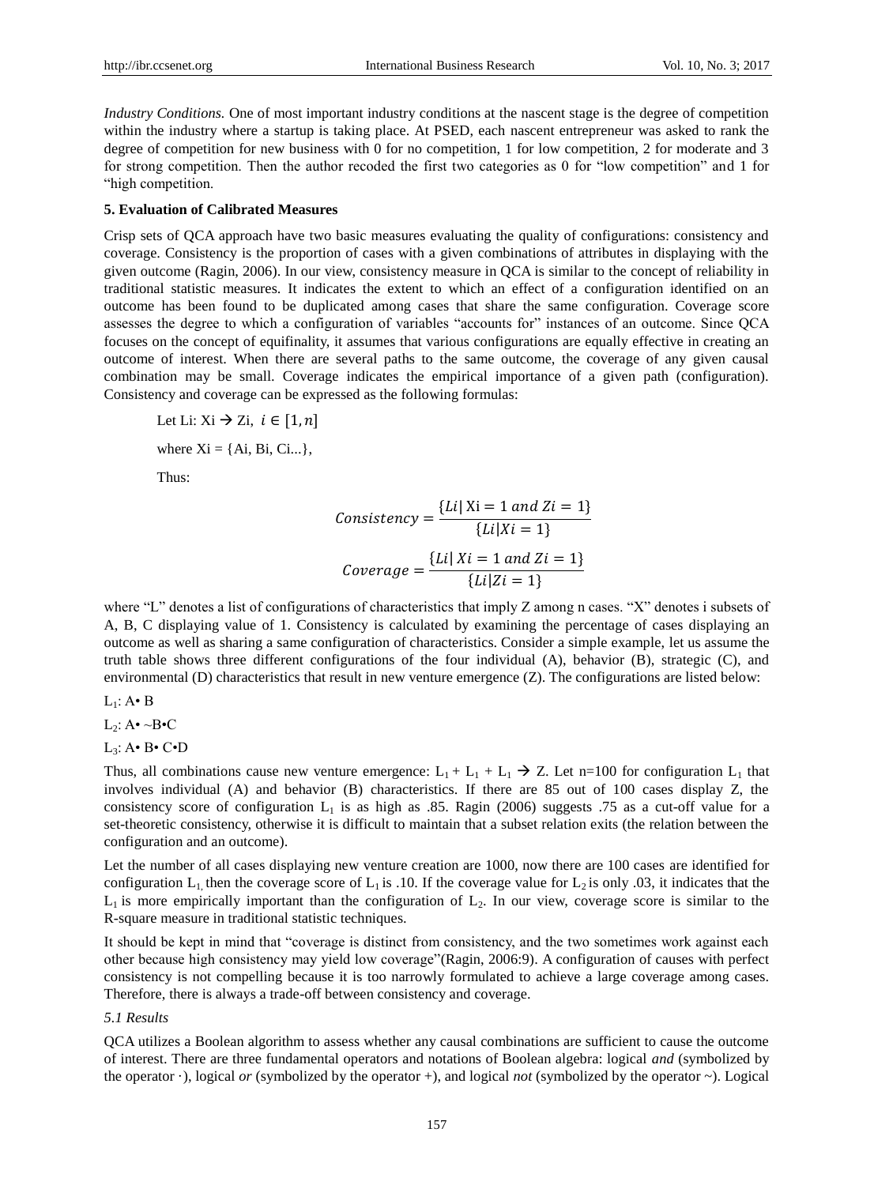*Industry Conditions.* One of most important industry conditions at the nascent stage is the degree of competition within the industry where a startup is taking place. At PSED, each nascent entrepreneur was asked to rank the degree of competition for new business with 0 for no competition, 1 for low competition, 2 for moderate and 3 for strong competition. Then the author recoded the first two categories as 0 for "low competition" and 1 for "high competition.

### 5. Evaluation of Calibrated Measures

Crisp sets of QCA approach have two basic measures evaluating the quality of configurations: consistency and coverage. Consistency is the proportion of cases with a given combinations of attributes in displaying with the given outcome (Ragin, 2006). In our view, consistency measure in QCA is similar to the concept of reliability in traditional statistic measures. It indicates the extent to which an effect of a configuration identified on an outcome has been found to be duplicated among cases that share the same configuration. Coverage score assesses the degree to which a configuration of variables "accounts for" instances of an outcome. Since QCA focuses on the concept of equifinality, it assumes that various configurations are equally effective in creating an outcome of interest. When there are several paths to the same outcome, the coverage of any given causal combination may be small. Coverage indicates the empirical importance of a given path (configuration). Consistency and coverage can be expressed as the following formulas:

Let Li: $Xi \rightarrow Zi,\ i \in [1, n]$

where $Xi = \{Ai, Bi, Ci...\}$,

Thus:

$$Consistency = \frac{\{Li|\ Xi = 1\ and\ Zi = 1\}}{\{Li|Xi = 1\}}$$

$$Coverage = \frac{\{Li|\ Xi = 1\ and\ Zi = 1\}}{\{Li|Zi = 1\}}$$

where "L" denotes a list of configurations of characteristics that imply Z among n cases. "X" denotes i subsets of A, B, C displaying value of 1. Consistency is calculated by examining the percentage of cases displaying an outcome as well as sharing a same configuration of characteristics. Consider a simple example, let us assume the truth table shows three different configurations of the four individual (A), behavior (B), strategic (C), and environmental (D) characteristics that result in new venture emergence (Z). The configurations are listed below:

$L_1$: A• B

$L_2$: A• ~B•C

$L_3$: A• B• C•D

Thus, all combinations cause new venture emergence: $L_1 + L_1 + L_1 \rightarrow Z$. Let n=100 for configuration $L_1$ that involves individual (A) and behavior (B) characteristics. If there are 85 out of 100 cases display Z, the consistency score of configuration $L_1$ is as high as .85. Ragin (2006) suggests .75 as a cut-off value for a set-theoretic consistency, otherwise it is difficult to maintain that a subset relation exits (the relation between the configuration and an outcome).

Let the number of all cases displaying new venture creation are 1000, now there are 100 cases are identified for configuration $L_1$, then the coverage score of $L_1$ is .10. If the coverage value for $L_2$ is only .03, it indicates that the $L_1$ is more empirically important than the configuration of $L_2$. In our view, coverage score is similar to the R-square measure in traditional statistic techniques.

It should be kept in mind that "coverage is distinct from consistency, and the two sometimes work against each other because high consistency may yield low coverage"(Ragin, 2006:9). A configuration of causes with perfect consistency is not compelling because it is too narrowly formulated to achieve a large coverage among cases. Therefore, there is always a trade-off between consistency and coverage.

#### *5.1 Results*

QCA utilizes a Boolean algorithm to assess whether any causal combinations are sufficient to cause the outcome of interest. There are three fundamental operators and notations of Boolean algebra: logical *and* (symbolized by the operator ·), logical *or* (symbolized by the operator +), and logical *not* (symbolized by the operator ~). Logical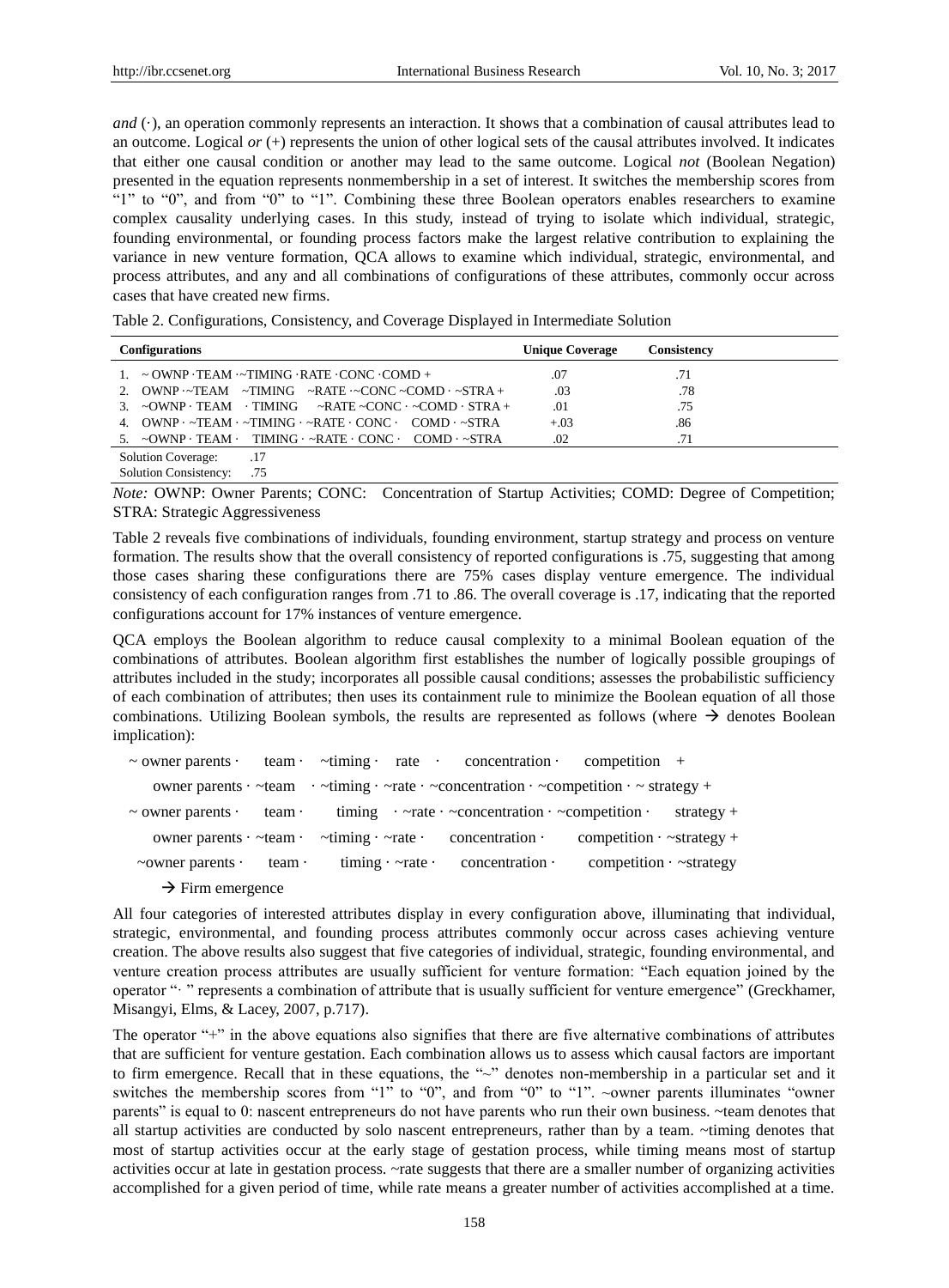*and* (·), an operation commonly represents an interaction. It shows that a combination of causal attributes lead to an outcome. Logical *or* (+) represents the union of other logical sets of the causal attributes involved. It indicates that either one causal condition or another may lead to the same outcome. Logical *not* (Boolean Negation) presented in the equation represents nonmembership in a set of interest. It switches the membership scores from "1" to "0", and from "0" to "1". Combining these three Boolean operators enables researchers to examine complex causality underlying cases. In this study, instead of trying to isolate which individual, strategic, founding environmental, or founding process factors make the largest relative contribution to explaining the variance in new venture formation, QCA allows to examine which individual, strategic, environmental, and process attributes, and any and all combinations of configurations of these attributes, commonly occur across cases that have created new firms.

Table 2. Configurations, Consistency, and Coverage Displayed in Intermediate Solution

| Configurations | Unique Coverage | Consistency |
|---|---|---|
| 1. ~ OWNP ·TEAM ·~TIMING ·RATE ·CONC ·COMD + | .07 | .71 |
| 2. OWNP ·~TEAM ~TIMING ~RATE ·~CONC ~COMD · ~STRA + | .03 | .78 |
| 3. ~OWNP · TEAM · TIMING ~RATE ~CONC · ~COMD · STRA + | .01 | .75 |
| 4. OWNP · ~TEAM · ~TIMING · ~RATE · CONC · COMD · ~STRA | +.03 | .86 |
| 5. ~OWNP · TEAM · TIMING · ~RATE · CONC · COMD · ~STRA | .02 | .71 |
| Solution Coverage: .17 | | |
| Solution Consistency: .75 | | |

*Note:* OWNP: Owner Parents; CONC: Concentration of Startup Activities; COMD: Degree of Competition; STRA: Strategic Aggressiveness

Table 2 reveals five combinations of individuals, founding environment, startup strategy and process on venture formation. The results show that the overall consistency of reported configurations is .75, suggesting that among those cases sharing these configurations there are 75% cases display venture emergence. The individual consistency of each configuration ranges from .71 to .86. The overall coverage is .17, indicating that the reported configurations account for 17% instances of venture emergence.

QCA employs the Boolean algorithm to reduce causal complexity to a minimal Boolean equation of the combinations of attributes. Boolean algorithm first establishes the number of logically possible groupings of attributes included in the study; incorporates all possible causal conditions; assesses the probabilistic sufficiency of each combination of attributes; then uses its containment rule to minimize the Boolean equation of all those combinations. Utilizing Boolean symbols, the results are represented as follows (where → denotes Boolean implication):

~ owner parents · team · ~timing · rate · concentration · competition +
owner parents · ~team · ~timing · ~rate · ~concentration · ~competition · ~ strategy +
~ owner parents · team · timing · ~rate · ~concentration · ~competition · strategy +
owner parents · ~team · ~timing · ~rate · concentration · competition · ~strategy +
~owner parents · team · timing · ~rate · concentration · competition · ~strategy
→ Firm emergence

All four categories of interested attributes display in every configuration above, illuminating that individual, strategic, environmental, and founding process attributes commonly occur across cases achieving venture creation. The above results also suggest that five categories of individual, strategic, founding environmental, and venture creation process attributes are usually sufficient for venture formation: "Each equation joined by the operator "· " represents a combination of attribute that is usually sufficient for venture emergence" (Greckhamer, Misangyi, Elms, & Lacey, 2007, p.717).

The operator "+" in the above equations also signifies that there are five alternative combinations of attributes that are sufficient for venture gestation. Each combination allows us to assess which causal factors are important to firm emergence. Recall that in these equations, the "~" denotes non-membership in a particular set and it switches the membership scores from "1" to "0", and from "0" to "1". ~owner parents illuminates "owner parents" is equal to 0: nascent entrepreneurs do not have parents who run their own business. ~team denotes that all startup activities are conducted by solo nascent entrepreneurs, rather than by a team. ~timing denotes that most of startup activities occur at the early stage of gestation process, while timing means most of startup activities occur at late in gestation process. ~rate suggests that there are a smaller number of organizing activities accomplished for a given period of time, while rate means a greater number of activities accomplished at a time.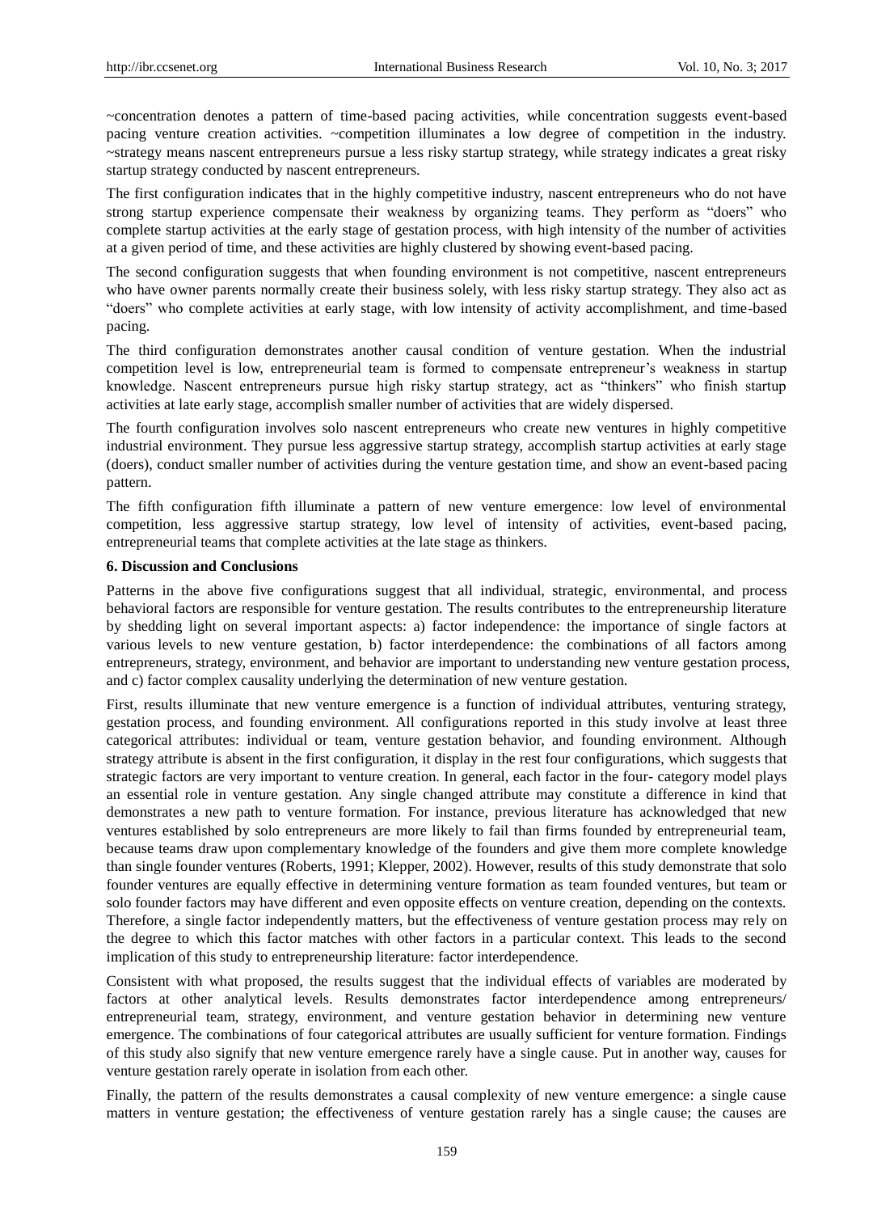~concentration denotes a pattern of time-based pacing activities, while concentration suggests event-based pacing venture creation activities. ~competition illuminates a low degree of competition in the industry. ~strategy means nascent entrepreneurs pursue a less risky startup strategy, while strategy indicates a great risky startup strategy conducted by nascent entrepreneurs.

The first configuration indicates that in the highly competitive industry, nascent entrepreneurs who do not have strong startup experience compensate their weakness by organizing teams. They perform as "doers" who complete startup activities at the early stage of gestation process, with high intensity of the number of activities at a given period of time, and these activities are highly clustered by showing event-based pacing.

The second configuration suggests that when founding environment is not competitive, nascent entrepreneurs who have owner parents normally create their business solely, with less risky startup strategy. They also act as "doers" who complete activities at early stage, with low intensity of activity accomplishment, and time-based pacing.

The third configuration demonstrates another causal condition of venture gestation. When the industrial competition level is low, entrepreneurial team is formed to compensate entrepreneur's weakness in startup knowledge. Nascent entrepreneurs pursue high risky startup strategy, act as "thinkers" who finish startup activities at late early stage, accomplish smaller number of activities that are widely dispersed.

The fourth configuration involves solo nascent entrepreneurs who create new ventures in highly competitive industrial environment. They pursue less aggressive startup strategy, accomplish startup activities at early stage (doers), conduct smaller number of activities during the venture gestation time, and show an event-based pacing pattern.

The fifth configuration fifth illuminate a pattern of new venture emergence: low level of environmental competition, less aggressive startup strategy, low level of intensity of activities, event-based pacing, entrepreneurial teams that complete activities at the late stage as thinkers.

## 6. Discussion and Conclusions

Patterns in the above five configurations suggest that all individual, strategic, environmental, and process behavioral factors are responsible for venture gestation. The results contributes to the entrepreneurship literature by shedding light on several important aspects: a) factor independence: the importance of single factors at various levels to new venture gestation, b) factor interdependence: the combinations of all factors among entrepreneurs, strategy, environment, and behavior are important to understanding new venture gestation process, and c) factor complex causality underlying the determination of new venture gestation.

First, results illuminate that new venture emergence is a function of individual attributes, venturing strategy, gestation process, and founding environment. All configurations reported in this study involve at least three categorical attributes: individual or team, venture gestation behavior, and founding environment. Although strategy attribute is absent in the first configuration, it display in the rest four configurations, which suggests that strategic factors are very important to venture creation. In general, each factor in the four- category model plays an essential role in venture gestation. Any single changed attribute may constitute a difference in kind that demonstrates a new path to venture formation. For instance, previous literature has acknowledged that new ventures established by solo entrepreneurs are more likely to fail than firms founded by entrepreneurial team, because teams draw upon complementary knowledge of the founders and give them more complete knowledge than single founder ventures (Roberts, 1991; Klepper, 2002). However, results of this study demonstrate that solo founder ventures are equally effective in determining venture formation as team founded ventures, but team or solo founder factors may have different and even opposite effects on venture creation, depending on the contexts. Therefore, a single factor independently matters, but the effectiveness of venture gestation process may rely on the degree to which this factor matches with other factors in a particular context. This leads to the second implication of this study to entrepreneurship literature: factor interdependence.

Consistent with what proposed, the results suggest that the individual effects of variables are moderated by factors at other analytical levels. Results demonstrates factor interdependence among entrepreneurs/ entrepreneurial team, strategy, environment, and venture gestation behavior in determining new venture emergence. The combinations of four categorical attributes are usually sufficient for venture formation. Findings of this study also signify that new venture emergence rarely have a single cause. Put in another way, causes for venture gestation rarely operate in isolation from each other.

Finally, the pattern of the results demonstrates a causal complexity of new venture emergence: a single cause matters in venture gestation; the effectiveness of venture gestation rarely has a single cause; the causes are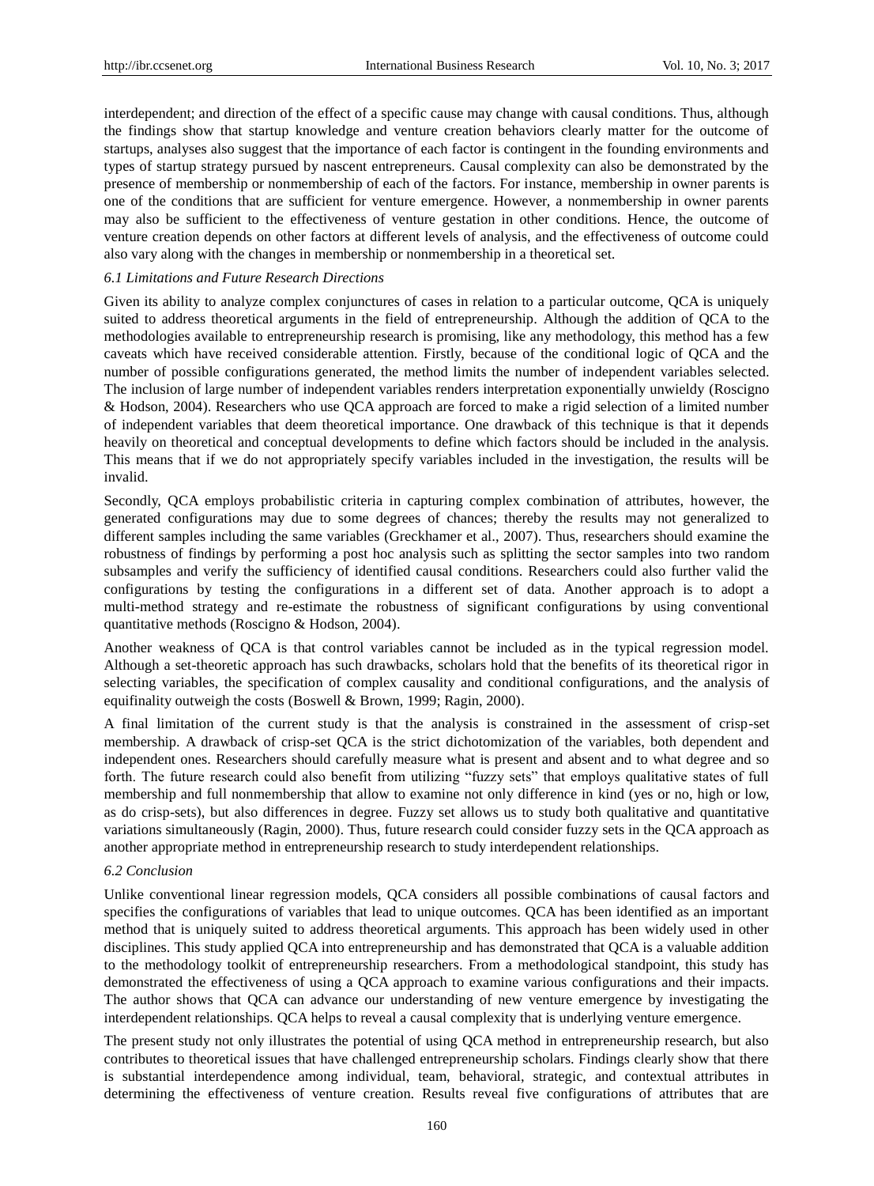interdependent; and direction of the effect of a specific cause may change with causal conditions. Thus, although the findings show that startup knowledge and venture creation behaviors clearly matter for the outcome of startups, analyses also suggest that the importance of each factor is contingent in the founding environments and types of startup strategy pursued by nascent entrepreneurs. Causal complexity can also be demonstrated by the presence of membership or nonmembership of each of the factors. For instance, membership in owner parents is one of the conditions that are sufficient for venture emergence. However, a nonmembership in owner parents may also be sufficient to the effectiveness of venture gestation in other conditions. Hence, the outcome of venture creation depends on other factors at different levels of analysis, and the effectiveness of outcome could also vary along with the changes in membership or nonmembership in a theoretical set.

### 6.1 Limitations and Future Research Directions

Given its ability to analyze complex conjunctures of cases in relation to a particular outcome, QCA is uniquely suited to address theoretical arguments in the field of entrepreneurship. Although the addition of QCA to the methodologies available to entrepreneurship research is promising, like any methodology, this method has a few caveats which have received considerable attention. Firstly, because of the conditional logic of QCA and the number of possible configurations generated, the method limits the number of independent variables selected. The inclusion of large number of independent variables renders interpretation exponentially unwieldy (Roscigno & Hodson, 2004). Researchers who use QCA approach are forced to make a rigid selection of a limited number of independent variables that deem theoretical importance. One drawback of this technique is that it depends heavily on theoretical and conceptual developments to define which factors should be included in the analysis. This means that if we do not appropriately specify variables included in the investigation, the results will be invalid.

Secondly, QCA employs probabilistic criteria in capturing complex combination of attributes, however, the generated configurations may due to some degrees of chances; thereby the results may not generalized to different samples including the same variables (Greckhamer et al., 2007). Thus, researchers should examine the robustness of findings by performing a post hoc analysis such as splitting the sector samples into two random subsamples and verify the sufficiency of identified causal conditions. Researchers could also further valid the configurations by testing the configurations in a different set of data. Another approach is to adopt a multi-method strategy and re-estimate the robustness of significant configurations by using conventional quantitative methods (Roscigno & Hodson, 2004).

Another weakness of QCA is that control variables cannot be included as in the typical regression model. Although a set-theoretic approach has such drawbacks, scholars hold that the benefits of its theoretical rigor in selecting variables, the specification of complex causality and conditional configurations, and the analysis of equifinality outweigh the costs (Boswell & Brown, 1999; Ragin, 2000).

A final limitation of the current study is that the analysis is constrained in the assessment of crisp-set membership. A drawback of crisp-set QCA is the strict dichotomization of the variables, both dependent and independent ones. Researchers should carefully measure what is present and absent and to what degree and so forth. The future research could also benefit from utilizing "fuzzy sets" that employs qualitative states of full membership and full nonmembership that allow to examine not only difference in kind (yes or no, high or low, as do crisp-sets), but also differences in degree. Fuzzy set allows us to study both qualitative and quantitative variations simultaneously (Ragin, 2000). Thus, future research could consider fuzzy sets in the QCA approach as another appropriate method in entrepreneurship research to study interdependent relationships.

### 6.2 Conclusion

Unlike conventional linear regression models, QCA considers all possible combinations of causal factors and specifies the configurations of variables that lead to unique outcomes. QCA has been identified as an important method that is uniquely suited to address theoretical arguments. This approach has been widely used in other disciplines. This study applied QCA into entrepreneurship and has demonstrated that QCA is a valuable addition to the methodology toolkit of entrepreneurship researchers. From a methodological standpoint, this study has demonstrated the effectiveness of using a QCA approach to examine various configurations and their impacts. The author shows that QCA can advance our understanding of new venture emergence by investigating the interdependent relationships. QCA helps to reveal a causal complexity that is underlying venture emergence.

The present study not only illustrates the potential of using QCA method in entrepreneurship research, but also contributes to theoretical issues that have challenged entrepreneurship scholars. Findings clearly show that there is substantial interdependence among individual, team, behavioral, strategic, and contextual attributes in determining the effectiveness of venture creation. Results reveal five configurations of attributes that are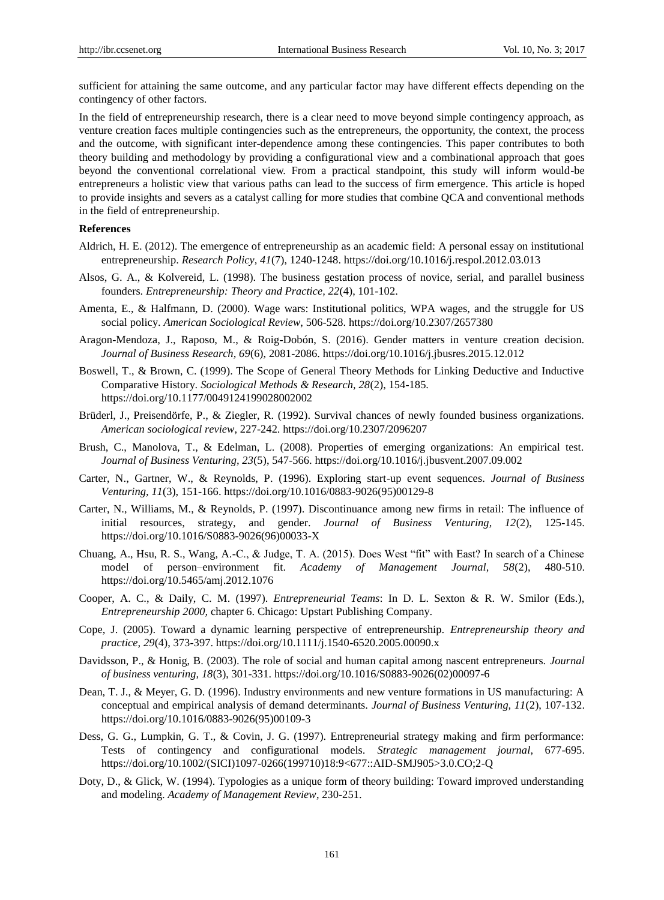sufficient for attaining the same outcome, and any particular factor may have different effects depending on the contingency of other factors.

In the field of entrepreneurship research, there is a clear need to move beyond simple contingency approach, as venture creation faces multiple contingencies such as the entrepreneurs, the opportunity, the context, the process and the outcome, with significant inter-dependence among these contingencies. This paper contributes to both theory building and methodology by providing a configurational view and a combinational approach that goes beyond the conventional correlational view. From a practical standpoint, this study will inform would-be entrepreneurs a holistic view that various paths can lead to the success of firm emergence. This article is hoped to provide insights and severs as a catalyst calling for more studies that combine QCA and conventional methods in the field of entrepreneurship.

**References**

Aldrich, H. E. (2012). The emergence of entrepreneurship as an academic field: A personal essay on institutional entrepreneurship. *Research Policy, 41*(7), 1240-1248. https://doi.org/10.1016/j.respol.2012.03.013

Alsos, G. A., & Kolvereid, L. (1998). The business gestation process of novice, serial, and parallel business founders. *Entrepreneurship: Theory and Practice, 22*(4), 101-102.

Amenta, E., & Halfmann, D. (2000). Wage wars: Institutional politics, WPA wages, and the struggle for US social policy. *American Sociological Review*, 506-528. https://doi.org/10.2307/2657380

Aragon-Mendoza, J., Raposo, M., & Roig-Dobón, S. (2016). Gender matters in venture creation decision. *Journal of Business Research, 69*(6), 2081-2086. https://doi.org/10.1016/j.jbusres.2015.12.012

Boswell, T., & Brown, C. (1999). The Scope of General Theory Methods for Linking Deductive and Inductive Comparative History. *Sociological Methods & Research, 28*(2), 154-185. https://doi.org/10.1177/0049124199028002002

Brüderl, J., Preisendörfe, P., & Ziegler, R. (1992). Survival chances of newly founded business organizations. *American sociological review*, 227-242. https://doi.org/10.2307/2096207

Brush, C., Manolova, T., & Edelman, L. (2008). Properties of emerging organizations: An empirical test. *Journal of Business Venturing, 23*(5), 547-566. https://doi.org/10.1016/j.jbusvent.2007.09.002

Carter, N., Gartner, W., & Reynolds, P. (1996). Exploring start-up event sequences. *Journal of Business Venturing, 11*(3), 151-166. https://doi.org/10.1016/0883-9026(95)00129-8

Carter, N., Williams, M., & Reynolds, P. (1997). Discontinuance among new firms in retail: The influence of initial resources, strategy, and gender. *Journal of Business Venturing, 12*(2), 125-145. https://doi.org/10.1016/S0883-9026(96)00033-X

Chuang, A., Hsu, R. S., Wang, A.-C., & Judge, T. A. (2015). Does West "fit" with East? In search of a Chinese model of person–environment fit. *Academy of Management Journal, 58*(2), 480-510. https://doi.org/10.5465/amj.2012.1076

Cooper, A. C., & Daily, C. M. (1997). *Entrepreneurial Teams*: In D. L. Sexton & R. W. Smilor (Eds.), *Entrepreneurship 2000*, chapter 6. Chicago: Upstart Publishing Company.

Cope, J. (2005). Toward a dynamic learning perspective of entrepreneurship. *Entrepreneurship theory and practice, 29*(4), 373-397. https://doi.org/10.1111/j.1540-6520.2005.00090.x

Davidsson, P., & Honig, B. (2003). The role of social and human capital among nascent entrepreneurs. *Journal of business venturing, 18*(3), 301-331. https://doi.org/10.1016/S0883-9026(02)00097-6

Dean, T. J., & Meyer, G. D. (1996). Industry environments and new venture formations in US manufacturing: A conceptual and empirical analysis of demand determinants. *Journal of Business Venturing, 11*(2), 107-132. https://doi.org/10.1016/0883-9026(95)00109-3

Dess, G. G., Lumpkin, G. T., & Covin, J. G. (1997). Entrepreneurial strategy making and firm performance: Tests of contingency and configurational models. *Strategic management journal*, 677-695. https://doi.org/10.1002/(SICI)1097-0266(199710)18:9<677::AID-SMJ905>3.0.CO;2-Q

Doty, D., & Glick, W. (1994). Typologies as a unique form of theory building: Toward improved understanding and modeling. *Academy of Management Review*, 230-251.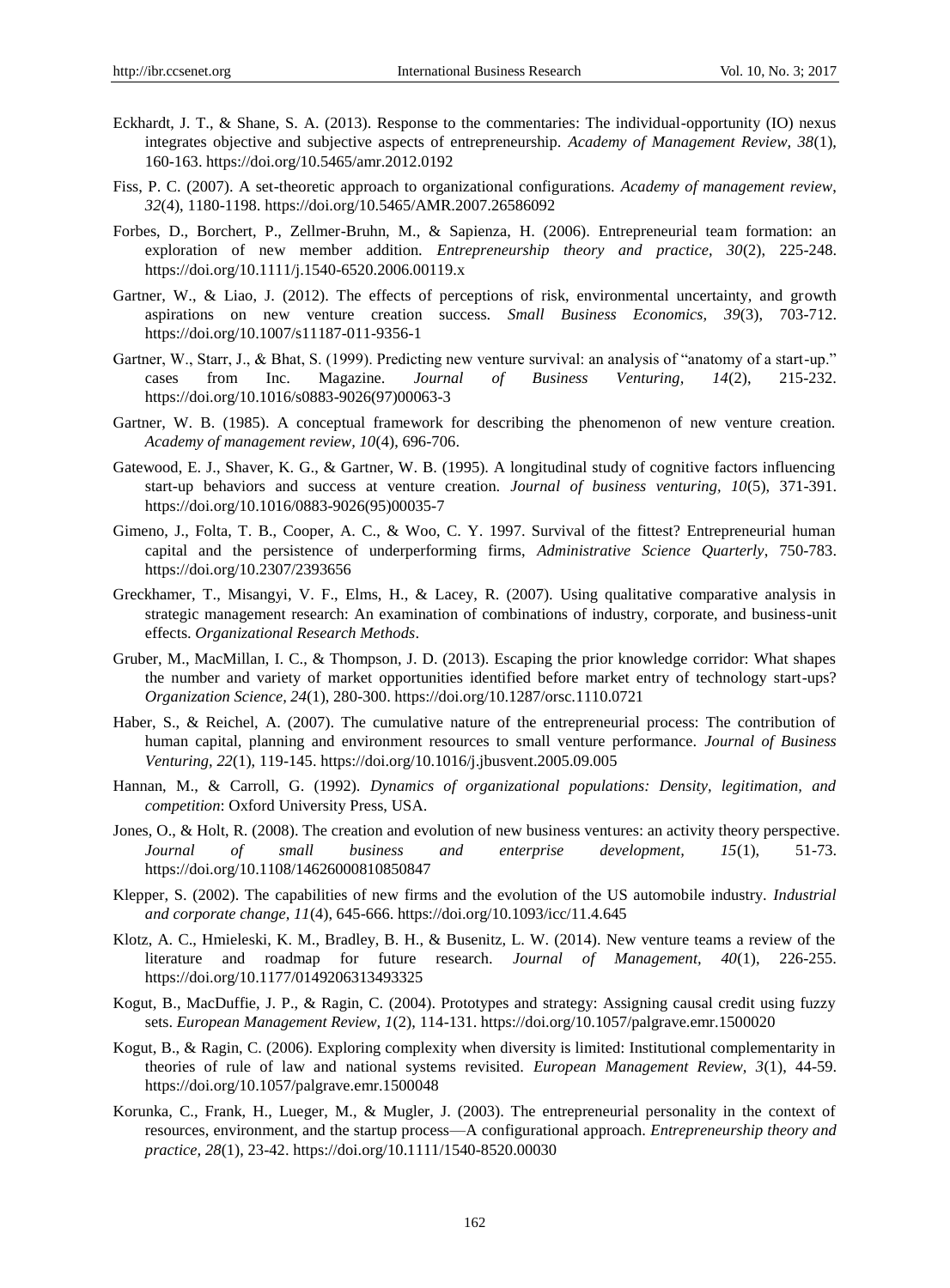Eckhardt, J. T., & Shane, S. A. (2013). Response to the commentaries: The individual-opportunity (IO) nexus integrates objective and subjective aspects of entrepreneurship. *Academy of Management Review, 38*(1), 160-163. https://doi.org/10.5465/amr.2012.0192

Fiss, P. C. (2007). A set-theoretic approach to organizational configurations. *Academy of management review, 32*(4), 1180-1198. https://doi.org/10.5465/AMR.2007.26586092

Forbes, D., Borchert, P., Zellmer-Bruhn, M., & Sapienza, H. (2006). Entrepreneurial team formation: an exploration of new member addition. *Entrepreneurship theory and practice, 30*(2), 225-248. https://doi.org/10.1111/j.1540-6520.2006.00119.x

Gartner, W., & Liao, J. (2012). The effects of perceptions of risk, environmental uncertainty, and growth aspirations on new venture creation success. *Small Business Economics, 39*(3), 703-712. https://doi.org/10.1007/s11187-011-9356-1

Gartner, W., Starr, J., & Bhat, S. (1999). Predicting new venture survival: an analysis of "anatomy of a start-up." cases from Inc. Magazine. *Journal of Business Venturing, 14*(2), 215-232. https://doi.org/10.1016/s0883-9026(97)00063-3

Gartner, W. B. (1985). A conceptual framework for describing the phenomenon of new venture creation. *Academy of management review, 10*(4), 696-706.

Gatewood, E. J., Shaver, K. G., & Gartner, W. B. (1995). A longitudinal study of cognitive factors influencing start-up behaviors and success at venture creation. *Journal of business venturing, 10*(5), 371-391. https://doi.org/10.1016/0883-9026(95)00035-7

Gimeno, J., Folta, T. B., Cooper, A. C., & Woo, C. Y. 1997. Survival of the fittest? Entrepreneurial human capital and the persistence of underperforming firms, *Administrative Science Quarterly*, 750-783. https://doi.org/10.2307/2393656

Greckhamer, T., Misangyi, V. F., Elms, H., & Lacey, R. (2007). Using qualitative comparative analysis in strategic management research: An examination of combinations of industry, corporate, and business-unit effects. *Organizational Research Methods*.

Gruber, M., MacMillan, I. C., & Thompson, J. D. (2013). Escaping the prior knowledge corridor: What shapes the number and variety of market opportunities identified before market entry of technology start-ups? *Organization Science, 24*(1), 280-300. https://doi.org/10.1287/orsc.1110.0721

Haber, S., & Reichel, A. (2007). The cumulative nature of the entrepreneurial process: The contribution of human capital, planning and environment resources to small venture performance. *Journal of Business Venturing, 22*(1), 119-145. https://doi.org/10.1016/j.jbusvent.2005.09.005

Hannan, M., & Carroll, G. (1992). *Dynamics of organizational populations: Density, legitimation, and competition*: Oxford University Press, USA.

Jones, O., & Holt, R. (2008). The creation and evolution of new business ventures: an activity theory perspective. *Journal of small business and enterprise development, 15*(1), 51-73. https://doi.org/10.1108/14626000810850847

Klepper, S. (2002). The capabilities of new firms and the evolution of the US automobile industry. *Industrial and corporate change, 11*(4), 645-666. https://doi.org/10.1093/icc/11.4.645

Klotz, A. C., Hmieleski, K. M., Bradley, B. H., & Busenitz, L. W. (2014). New venture teams a review of the literature and roadmap for future research. *Journal of Management, 40*(1), 226-255. https://doi.org/10.1177/0149206313493325

Kogut, B., MacDuffie, J. P., & Ragin, C. (2004). Prototypes and strategy: Assigning causal credit using fuzzy sets. *European Management Review, 1*(2), 114-131. https://doi.org/10.1057/palgrave.emr.1500020

Kogut, B., & Ragin, C. (2006). Exploring complexity when diversity is limited: Institutional complementarity in theories of rule of law and national systems revisited. *European Management Review, 3*(1), 44-59. https://doi.org/10.1057/palgrave.emr.1500048

Korunka, C., Frank, H., Lueger, M., & Mugler, J. (2003). The entrepreneurial personality in the context of resources, environment, and the startup process—A configurational approach. *Entrepreneurship theory and practice, 28*(1), 23-42. https://doi.org/10.1111/1540-8520.00030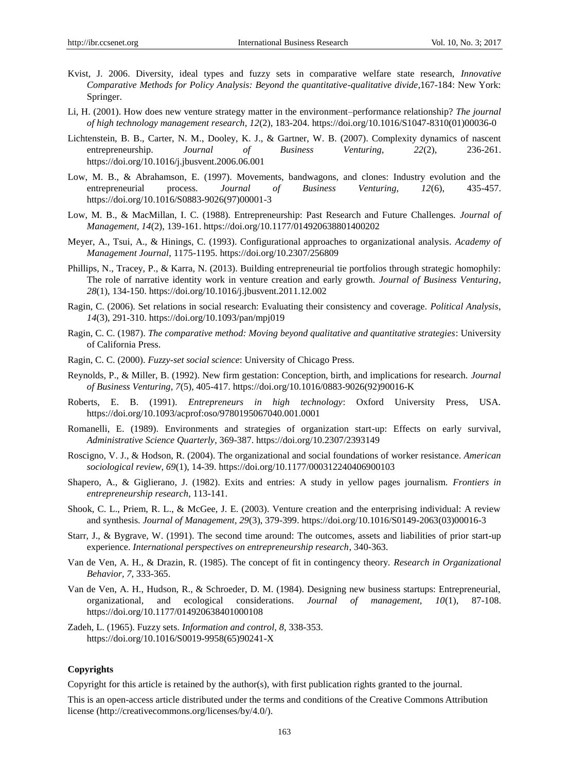Kvist, J. 2006. Diversity, ideal types and fuzzy sets in comparative welfare state research, *Innovative Comparative Methods for Policy Analysis: Beyond the quantitative-qualitative divide*,167-184: New York: Springer.

Li, H. (2001). How does new venture strategy matter in the environment–performance relationship? *The journal of high technology management research, 12*(2), 183-204. https://doi.org/10.1016/S1047-8310(01)00036-0

Lichtenstein, B. B., Carter, N. M., Dooley, K. J., & Gartner, W. B. (2007). Complexity dynamics of nascent entrepreneurship. *Journal of Business Venturing, 22*(2), 236-261. https://doi.org/10.1016/j.jbusvent.2006.06.001

Low, M. B., & Abrahamson, E. (1997). Movements, bandwagons, and clones: Industry evolution and the entrepreneurial process. *Journal of Business Venturing, 12*(6), 435-457. https://doi.org/10.1016/S0883-9026(97)00001-3

Low, M. B., & MacMillan, I. C. (1988). Entrepreneurship: Past Research and Future Challenges. *Journal of Management, 14*(2), 139-161. https://doi.org/10.1177/014920638801400202

Meyer, A., Tsui, A., & Hinings, C. (1993). Configurational approaches to organizational analysis. *Academy of Management Journal*, 1175-1195. https://doi.org/10.2307/256809

Phillips, N., Tracey, P., & Karra, N. (2013). Building entrepreneurial tie portfolios through strategic homophily: The role of narrative identity work in venture creation and early growth. *Journal of Business Venturing*, *28*(1), 134-150. https://doi.org/10.1016/j.jbusvent.2011.12.002

Ragin, C. (2006). Set relations in social research: Evaluating their consistency and coverage. *Political Analysis*, *14*(3), 291-310. https://doi.org/10.1093/pan/mpj019

Ragin, C. C. (1987). *The comparative method: Moving beyond qualitative and quantitative strategies*: University of California Press.

Ragin, C. C. (2000). *Fuzzy-set social science*: University of Chicago Press.

Reynolds, P., & Miller, B. (1992). New firm gestation: Conception, birth, and implications for research. *Journal of Business Venturing, 7*(5), 405-417. https://doi.org/10.1016/0883-9026(92)90016-K

Roberts, E. B. (1991). *Entrepreneurs in high technology*: Oxford University Press, USA. https://doi.org/10.1093/acprof:oso/9780195067040.001.0001

Romanelli, E. (1989). Environments and strategies of organization start-up: Effects on early survival, *Administrative Science Quarterly*, 369-387. https://doi.org/10.2307/2393149

Roscigno, V. J., & Hodson, R. (2004). The organizational and social foundations of worker resistance. *American sociological review, 69*(1), 14-39. https://doi.org/10.1177/000312240406900103

Shapero, A., & Giglierano, J. (1982). Exits and entries: A study in yellow pages journalism. *Frontiers in entrepreneurship research*, 113-141.

Shook, C. L., Priem, R. L., & McGee, J. E. (2003). Venture creation and the enterprising individual: A review and synthesis. *Journal of Management, 29*(3), 379-399. https://doi.org/10.1016/S0149-2063(03)00016-3

Starr, J., & Bygrave, W. (1991). The second time around: The outcomes, assets and liabilities of prior start-up experience. *International perspectives on entrepreneurship research*, 340-363.

Van de Ven, A. H., & Drazin, R. (1985). The concept of fit in contingency theory. *Research in Organizational Behavior, 7*, 333-365.

Van de Ven, A. H., Hudson, R., & Schroeder, D. M. (1984). Designing new business startups: Entrepreneurial, organizational, and ecological considerations. *Journal of management, 10*(1), 87-108. https://doi.org/10.1177/014920638401000108

Zadeh, L. (1965). Fuzzy sets. *Information and control, 8*, 338-353. https://doi.org/10.1016/S0019-9958(65)90241-X

**Copyrights**

Copyright for this article is retained by the author(s), with first publication rights granted to the journal.

This is an open-access article distributed under the terms and conditions of the Creative Commons Attribution license (http://creativecommons.org/licenses/by/4.0/).